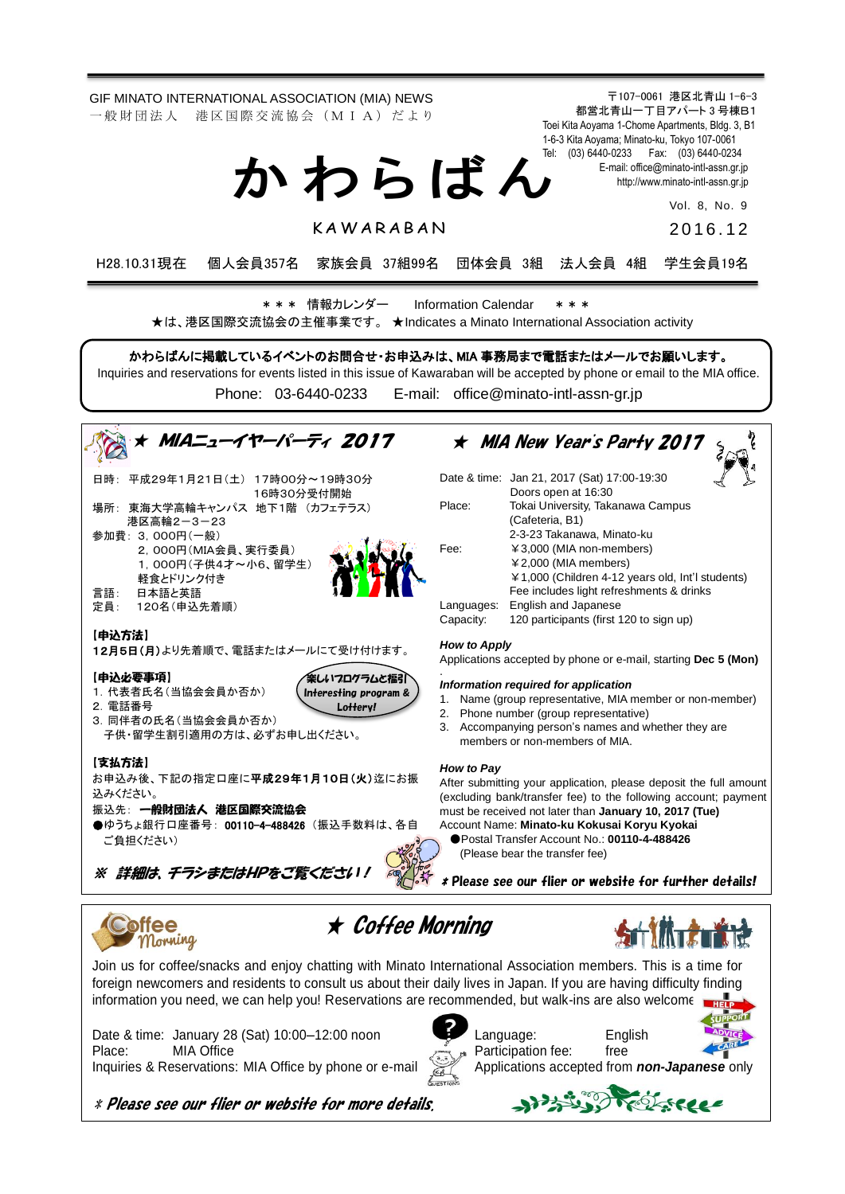GIF MINATO INTERNATIONAL ASSOCIATION (MIA) NEWS
一般財団法人　港区国際交流協会（ＭＩＡ）だより

〒107-0061　港区北青山 1-6-3
都営北青山一丁目アパート３号棟B1
Toei Kita Aoyama 1-Chome Apartments, Bldg. 3, B1
1-6-3 Kita Aoyama; Minato-ku, Tokyo 107-0061
Tel: (03) 6440-0233　Fax: (03) 6440-0234
E-mail: office@minato-intl-assn.gr.jp
http://www.minato-intl-assn.gr.jp

# かわらばん

KAWARABAN

Vol. 8, No. 9
2016.12

H28.10.31現在　個人会員357名　家族会員 37組99名　団体会員 3組　法人会員 4組　学生会員19名

＊＊＊ 情報カレンダー　Information Calendar ＊＊＊
★は、港区国際交流協会の主催事業です。 ★Indicates a Minato International Association activity

**かわらばんに掲載しているイベントのお問合せ・お申込みは、MIA 事務局まで電話またはメールでお願いします。**
Inquiries and reservations for events listed in this issue of Kawaraban will be accepted by phone or email to the MIA office.
Phone: 03-6440-0233　E-mail: office@minato-intl-assn-gr.jp

## ★ MIAニューイヤーパーティ 2017

日時：平成29年1月21日（土）17時00分～19時30分
16時30分受付開始
場所：東海大学高輪キャンパス　地下1階（カフェテラス）
港区高輪2－3－23
参加費：3，000円（一般）
2，000円（MIA会員、実行委員）
1，000円（子供4才～小6、留学生）
軽食とドリンク付き
言語：日本語と英語
定員：120名（申込先着順）

**【申込方法】**
**12月5日（月）**より先着順で、電話またはメールにて受け付けます。

**【申込必要事項】**
1. 代表者氏名（当協会会員か否か）
2. 電話番号
3. 同伴者の氏名（当協会会員か否か）
子供・留学生割引適用の方は、必ずお申し出ください。

楽しいプログラムと福引　Interesting program & Lottery!

**【支払方法】**
お申込み後、下記の指定口座に**平成29年1月10日（火）**迄にお振込みください。
振込先：**一般財団法人　港区国際交流協会**
●ゆうちょ銀行口座番号：**00110−4−488426**（振込手数料は、各自ご負担ください）

※ 詳細は、チラシまたはHPをご覧ください！

## ★ MIA New Year's Party 2017

Date & time: Jan 21, 2017 (Sat) 17:00-19:30
Doors open at 16:30
Place: Tokai University, Takanawa Campus (Cafeteria, B1)
2-3-23 Takanawa, Minato-ku
Fee: ￥3,000 (MIA non-members)
￥2,000 (MIA members)
￥1,000 (Children 4-12 years old, Int'l students)
Fee includes light refreshments & drinks
Languages: English and Japanese
Capacity: 120 participants (first 120 to sign up)

***How to Apply***
Applications accepted by phone or e-mail, starting **Dec 5 (Mon)**.

***Information required for application***
1. Name (group representative, MIA member or non-member)
2. Phone number (group representative)
3. Accompanying person's names and whether they are members or non-members of MIA.

***How to Pay***
After submitting your application, please deposit the full amount (excluding bank/transfer fee) to the following account; payment must be received not later than **January 10, 2017 (Tue)**
Account Name: **Minato-ku Kokusai Koryu Kyokai**
●Postal Transfer Account No.: **00110-4-488426**
(Please bear the transfer fee)

*Please see our flier or website for further details!

## ★ Coffee Morning

Join us for coffee/snacks and enjoy chatting with Minato International Association members. This is a time for foreign newcomers and residents to consult us about their daily lives in Japan. If you are having difficulty finding information you need, we can help you! Reservations are recommended, but walk-ins are also welcome.

Date & time: January 28 (Sat) 10:00–12:00 noon
Place: MIA Office
Inquiries & Reservations: MIA Office by phone or e-mail
Language: English
Participation fee: free
Applications accepted from ***non-Japanese*** only

*Please see our flier or website for more details.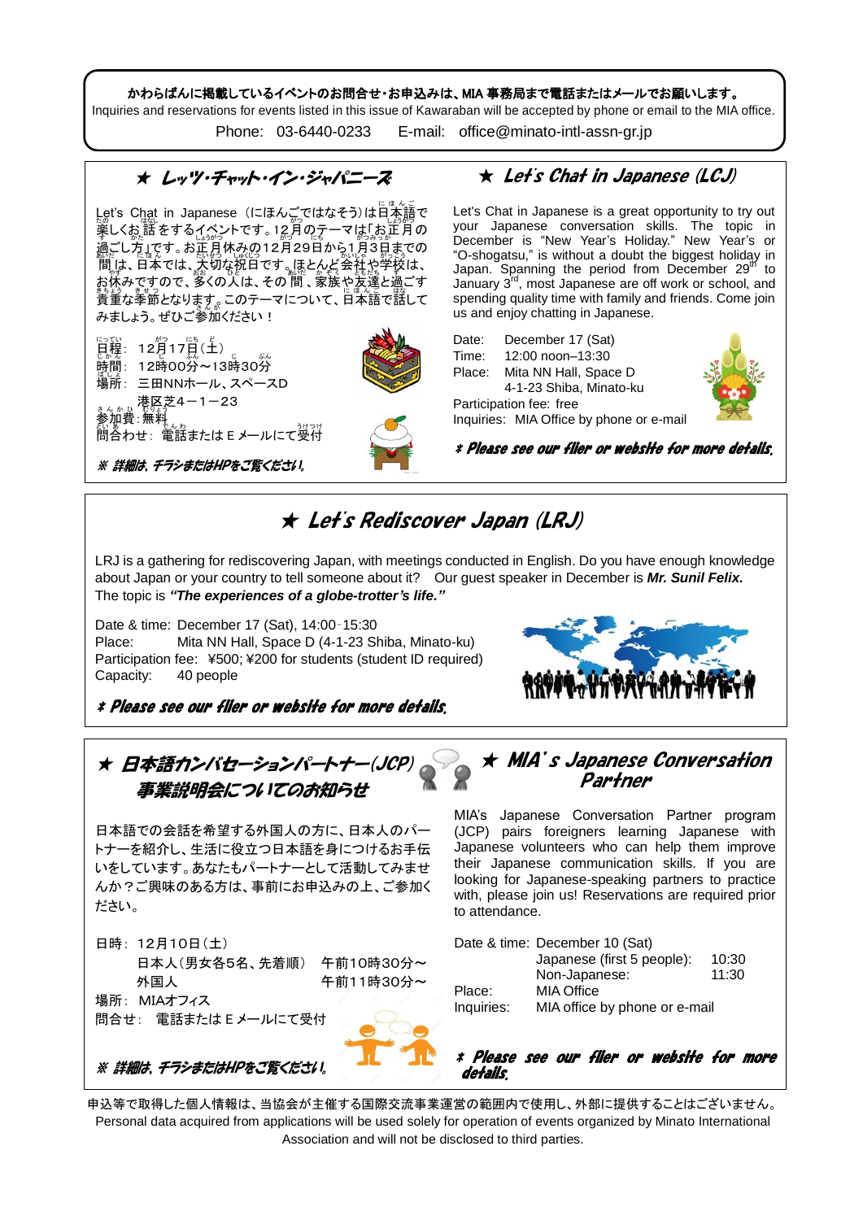かわらばんに掲載しているイベントのお問合せ・お申込みは、MIA 事務局まで電話またはメールでお願いします。
Inquiries and reservations for events listed in this issue of Kawaraban will be accepted by phone or email to the MIA office.
Phone: 03-6440-0233　　E-mail: office@minato-intl-assn-gr.jp

## ★ レッツ・チャット・イン・ジャパニーズ

Let's Chat in Japanese（にほんごではなそう）は日本語で楽しくお話をするイベントです。12月のテーマは「お正月の過ごし方」です。お正月休みの12月29日から1月3日までの間は、日本では、大切な祝日です。ほとんど会社や学校は、お休みですので、多くの人は、その間、家族や友達と過ごす貴重な季節となります。このテーマについて、日本語で話してみましょう。ぜひご参加ください！

日程：12月17日（土）
時間：12時00分～13時30分
場所：三田NNホール、スペースD
　　　港区芝4－1－23
参加費：無料
問合わせ：電話または E メールにて受付

※ 詳細は、チラシまたはHPをご覧ください。

## ★ Let's Chat in Japanese (LCJ)

Let's Chat in Japanese is a great opportunity to try out your Japanese conversation skills. The topic in December is "New Year's Holiday." New Year's or "O-shogatsu," is without a doubt the biggest holiday in Japan. Spanning the period from December 29th to January 3rd, most Japanese are off work or school, and spending quality time with family and friends. Come join us and enjoy chatting in Japanese.

Date: December 17 (Sat)
Time: 12:00 noon–13:30
Place: Mita NN Hall, Space D
　　　4-1-23 Shiba, Minato-ku
Participation fee: free
Inquiries: MIA Office by phone or e-mail

*** Please see our flier or website for more details.**

## ★ Let's Rediscover Japan (LRJ)

LRJ is a gathering for rediscovering Japan, with meetings conducted in English. Do you have enough knowledge about Japan or your country to tell someone about it? Our guest speaker in December is ***Mr. Sunil Felix.***
The topic is ***"The experiences of a globe-trotter's life."***

Date & time: December 17 (Sat), 14:00-15:30
Place: Mita NN Hall, Space D (4-1-23 Shiba, Minato-ku)
Participation fee: ¥500; ¥200 for students (student ID required)
Capacity: 40 people

*** Please see our flier or website for more details.**

## ★ 日本語カンバセーションパートナー(JCP) 事業説明会についてのお知らせ

日本語での会話を希望する外国人の方に、日本人のパートナーを紹介し、生活に役立つ日本語を身につけるお手伝いをしています。あなたもパートナーとして活動してみませんか？ご興味のある方は、事前にお申込みの上、ご参加ください。

日時：12月10日（土）
　　日本人（男女各5名、先着順）　午前10時30分～
　　外国人　　　　　　　　　　　　午前11時30分～
場所：MIAオフィス
問合せ：電話または E メールにて受付

※ 詳細は、チラシまたはHPをご覧ください。

## ★ MIA's Japanese Conversation Partner

MIA's Japanese Conversation Partner program (JCP) pairs foreigners learning Japanese with Japanese volunteers who can help them improve their Japanese communication skills. If you are looking for Japanese-speaking partners to practice with, please join us! Reservations are required prior to attendance.

Date & time: December 10 (Sat)
　　Japanese (first 5 people): 10:30
　　Non-Japanese: 11:30
Place: MIA Office
Inquiries: MIA office by phone or e-mail

*** Please see our flier or website for more details.**

申込等で取得した個人情報は、当協会が主催する国際交流事業運営の範囲内で使用し、外部に提供することはございません。
Personal data acquired from applications will be used solely for operation of events organized by Minato International Association and will not be disclosed to third parties.